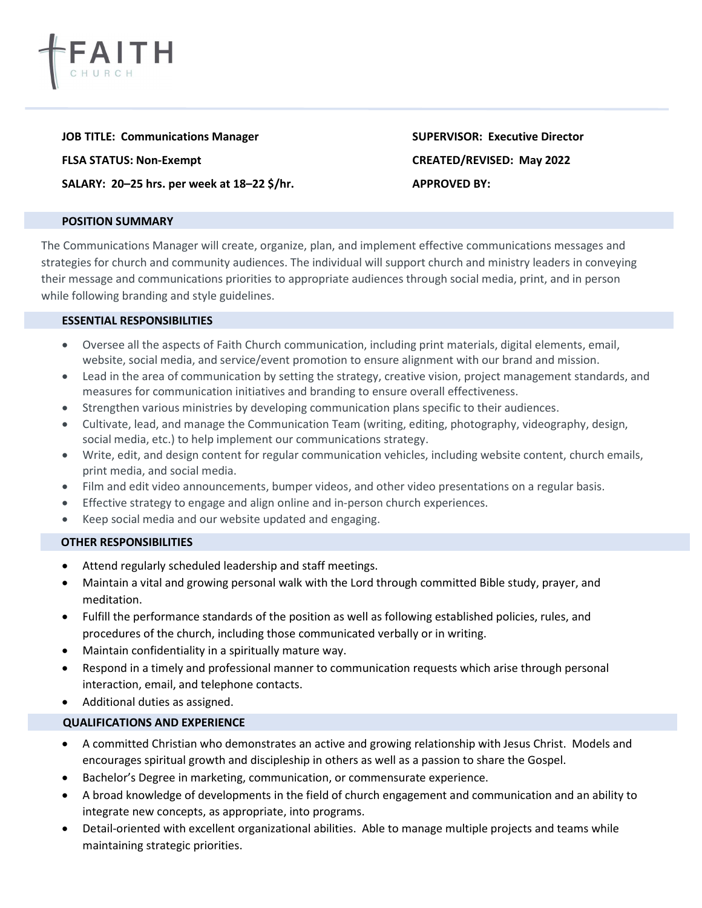# FAITH CHURCH

**JOB TITLE: Communications Manager**

**FLSA STATUS: Non-Exempt**

**SALARY: 20–25 hrs. per week at 18–22 $/hr.**

**SUPERVISOR: Executive Director**

**CREATED/REVISED: May 2022**

**APPROVED BY:**

## POSITION SUMMARY

The Communications Manager will create, organize, plan, and implement effective communications messages and strategies for church and community audiences. The individual will support church and ministry leaders in conveying their message and communications priorities to appropriate audiences through social media, print, and in person while following branding and style guidelines.

## ESSENTIAL RESPONSIBILITIES

- Oversee all the aspects of Faith Church communication, including print materials, digital elements, email, website, social media, and service/event promotion to ensure alignment with our brand and mission.
- Lead in the area of communication by setting the strategy, creative vision, project management standards, and measures for communication initiatives and branding to ensure overall effectiveness.
- Strengthen various ministries by developing communication plans specific to their audiences.
- Cultivate, lead, and manage the Communication Team (writing, editing, photography, videography, design, social media, etc.) to help implement our communications strategy.
- Write, edit, and design content for regular communication vehicles, including website content, church emails, print media, and social media.
- Film and edit video announcements, bumper videos, and other video presentations on a regular basis.
- Effective strategy to engage and align online and in-person church experiences.
- Keep social media and our website updated and engaging.

## OTHER RESPONSIBILITIES

- Attend regularly scheduled leadership and staff meetings.
- Maintain a vital and growing personal walk with the Lord through committed Bible study, prayer, and meditation.
- Fulfill the performance standards of the position as well as following established policies, rules, and procedures of the church, including those communicated verbally or in writing.
- Maintain confidentiality in a spiritually mature way.
- Respond in a timely and professional manner to communication requests which arise through personal interaction, email, and telephone contacts.
- Additional duties as assigned.

## QUALIFICATIONS AND EXPERIENCE

- A committed Christian who demonstrates an active and growing relationship with Jesus Christ. Models and encourages spiritual growth and discipleship in others as well as a passion to share the Gospel.
- Bachelor's Degree in marketing, communication, or commensurate experience.
- A broad knowledge of developments in the field of church engagement and communication and an ability to integrate new concepts, as appropriate, into programs.
- Detail-oriented with excellent organizational abilities. Able to manage multiple projects and teams while maintaining strategic priorities.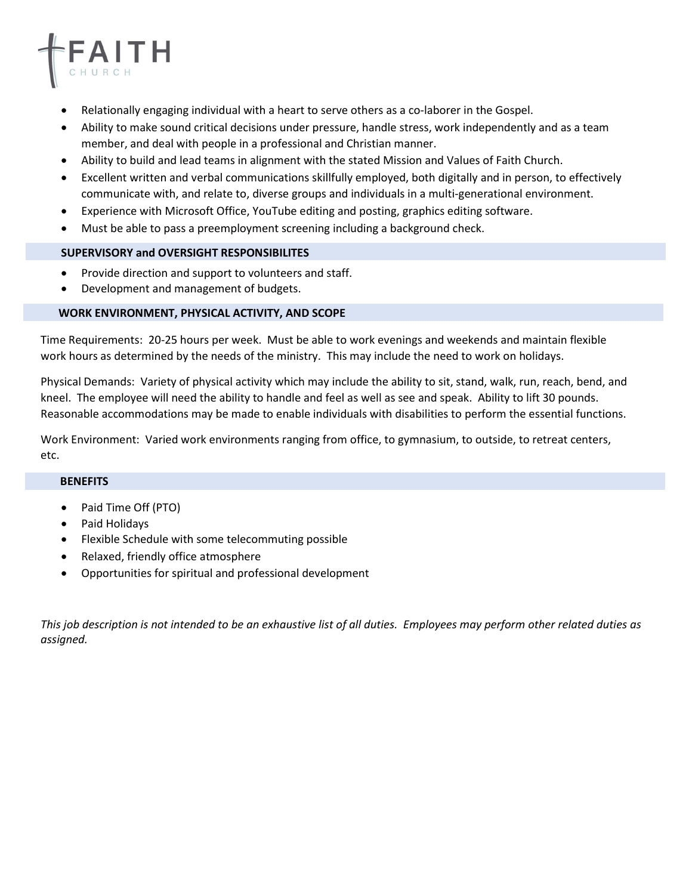- Relationally engaging individual with a heart to serve others as a co-laborer in the Gospel.
- Ability to make sound critical decisions under pressure, handle stress, work independently and as a team member, and deal with people in a professional and Christian manner.
- Ability to build and lead teams in alignment with the stated Mission and Values of Faith Church.
- Excellent written and verbal communications skillfully employed, both digitally and in person, to effectively communicate with, and relate to, diverse groups and individuals in a multi-generational environment.
- Experience with Microsoft Office, YouTube editing and posting, graphics editing software.
- Must be able to pass a preemployment screening including a background check.

## SUPERVISORY and OVERSIGHT RESPONSIBILITES

- Provide direction and support to volunteers and staff.
- Development and management of budgets.

## WORK ENVIRONMENT, PHYSICAL ACTIVITY, AND SCOPE

Time Requirements: 20-25 hours per week. Must be able to work evenings and weekends and maintain flexible work hours as determined by the needs of the ministry. This may include the need to work on holidays.

Physical Demands: Variety of physical activity which may include the ability to sit, stand, walk, run, reach, bend, and kneel. The employee will need the ability to handle and feel as well as see and speak. Ability to lift 30 pounds. Reasonable accommodations may be made to enable individuals with disabilities to perform the essential functions.

Work Environment: Varied work environments ranging from office, to gymnasium, to outside, to retreat centers, etc.

## BENEFITS

- Paid Time Off (PTO)
- Paid Holidays
- Flexible Schedule with some telecommuting possible
- Relaxed, friendly office atmosphere
- Opportunities for spiritual and professional development

*This job description is not intended to be an exhaustive list of all duties. Employees may perform other related duties as assigned.*